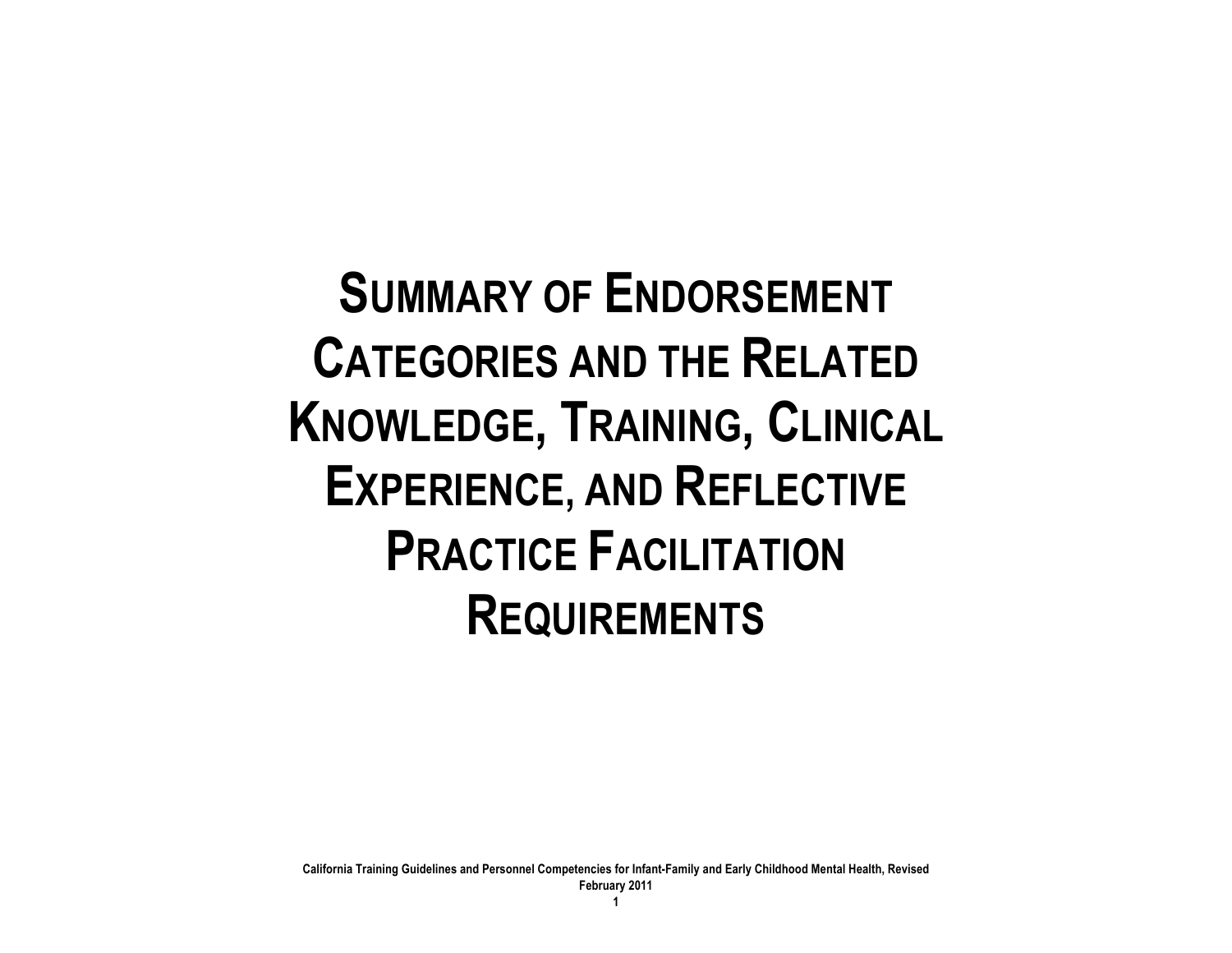# Summary of Endorsement Categories and the Related Knowledge, Training, Clinical Experience, and Reflective Practice Facilitation Requirements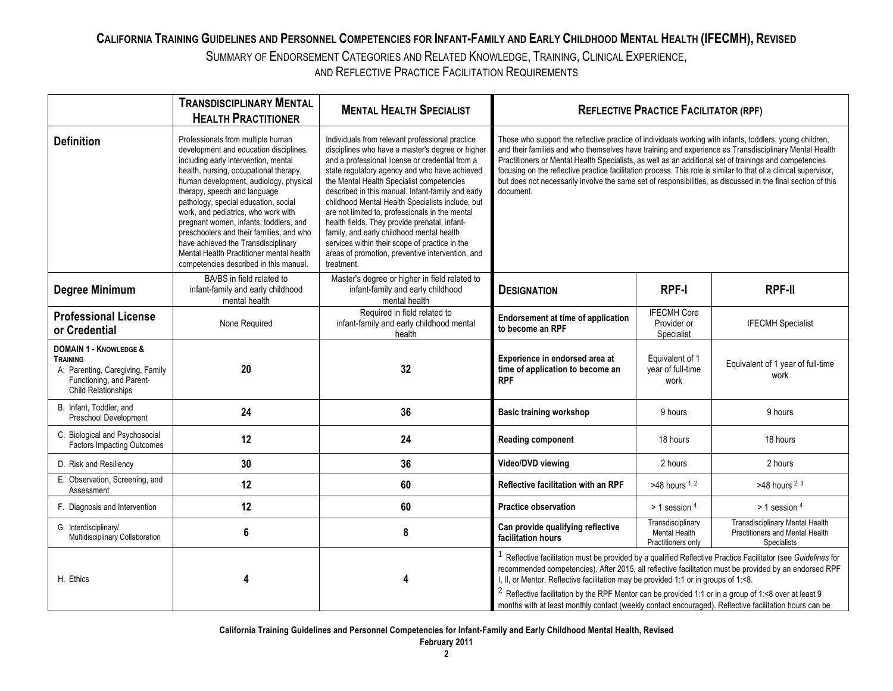# California Training Guidelines and Personnel Competencies for Infant-Family and Early Childhood Mental Health (IFECMH), Revised

## Summary of Endorsement Categories and Related Knowledge, Training, Clinical Experience, and Reflective Practice Facilitation Requirements

| | **Transdisciplinary Mental Health Practitioner** | **Mental Health Specialist** |
|---|---|---|
| **Definition** | Professionals from multiple human development and education disciplines, including early intervention, mental health, nursing, occupational therapy, human development, audiology, physical therapy, speech and language pathology, special education, social work, and pediatrics, who work with pregnant women, infants, toddlers, and preschoolers and their families, and who have achieved the Transdisciplinary Mental Health Practitioner mental health competencies described in this manual. | Individuals from relevant professional practice disciplines who have a master's degree or higher and a professional license or credential from a state regulatory agency and who have achieved the Mental Health Specialist competencies described in this manual. Infant-family and early childhood Mental Health Specialists include, but are not limited to, professionals in the mental health fields. They provide prenatal, infant-family, and early childhood mental health services within their scope of practice in the areas of promotion, preventive intervention, and treatment. |
| **Degree Minimum** | BA/BS in field related to infant-family and early childhood mental health | Master's degree or higher in field related to infant-family and early childhood mental health |
| **Professional License or Credential** | None Required | Required in field related to infant-family and early childhood mental health |
| **DOMAIN 1 - KNOWLEDGE & TRAINING** A: Parenting, Caregiving, Family Functioning, and Parent-Child Relationships | **20** | **32** |
| B. Infant, Toddler, and Preschool Development | **24** | **36** |
| C. Biological and Psychosocial Factors Impacting Outcomes | **12** | **24** |
| D. Risk and Resiliency | **30** | **36** |
| E. Observation, Screening, and Assessment | **12** | **60** |
| F. Diagnosis and Intervention | **12** | **60** |
| G. Interdisciplinary/ Multidisciplinary Collaboration | **6** | **8** |
| H. Ethics | **4** | **4** |

### Reflective Practice Facilitator (RPF)

**Definition:** Those who support the reflective practice of individuals working with infants, toddlers, young children, and their families and who themselves have training and experience as Transdisciplinary Mental Health Practitioners or Mental Health Specialists, as well as an additional set of trainings and competencies focusing on the reflective practice facilitation process. This role is similar to that of a clinical supervisor, but does not necessarily involve the same set of responsibilities, as discussed in the final section of this document.

| **Designation** | **RPF-I** | **RPF-II** |
|---|---|---|
| **Endorsement at time of application to become an RPF** | IFECMH Core Provider or Specialist | IFECMH Specialist |
| **Experience in endorsed area at time of application to become an RPF** | Equivalent of 1 year of full-time work | Equivalent of 1 year of full-time work |
| **Basic training workshop** | 9 hours | 9 hours |
| **Reading component** | 18 hours | 18 hours |
| **Video/DVD viewing** | 2 hours | 2 hours |
| **Reflective facilitation with an RPF** | >48 hours [1, 2] | >48 hours [2, 3] |
| **Practice observation** | > 1 session [4] | > 1 session [4] |
| **Can provide qualifying reflective facilitation hours** | Transdisciplinary Mental Health Practitioners only | Transdisciplinary Mental Health Practitioners and Mental Health Specialists |

[1] Reflective facilitation must be provided by a qualified Reflective Practice Facilitator (see *Guidelines* for recommended competencies). After 2015, all reflective facilitation must be provided by an endorsed RPF I, II, or Mentor. Reflective facilitation may be provided 1:1 or in groups of 1:<8.

[2] Reflective facilitation by the RPF Mentor can be provided 1:1 or in a group of 1:<8 over at least 9 months with at least monthly contact (weekly contact encouraged). Reflective facilitation hours can be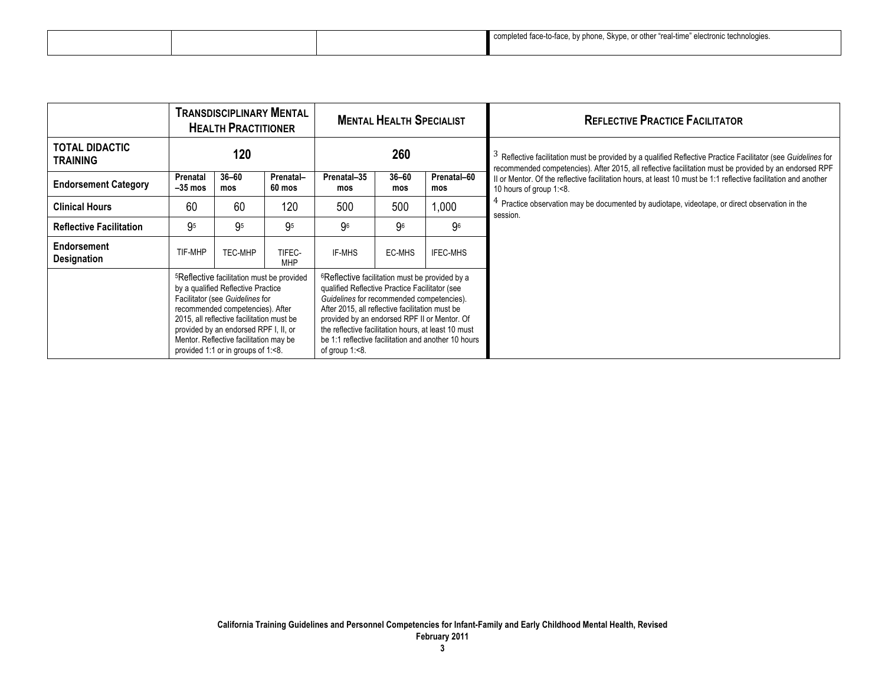| | | | |
|---|---|---|---|
| | | | completed face-to-face, by phone, Skype, or other "real-time" electronic technologies. |

| | Transdisciplinary Mental Health Practitioner | | | Mental Health Specialist | | | Reflective Practice Facilitator |
|---|---|---|---|---|---|---|---|
| **TOTAL DIDACTIC TRAINING** | 120 | | | 260 | | | [3] Reflective facilitation must be provided by a qualified Reflective Practice Facilitator (see *Guidelines* for recommended competencies). After 2015, all reflective facilitation must be provided by an endorsed RPF II or Mentor. Of the reflective facilitation hours, at least 10 must be 1:1 reflective facilitation and another 10 hours of group 1:<8. [4] Practice observation may be documented by audiotape, videotape, or direct observation in the session. |
| **Endorsement Category** | Prenatal –35 mos | 36–60 mos | Prenatal–60 mos | Prenatal–35 mos | 36–60 mos | Prenatal–60 mos | |
| **Clinical Hours** | 60 | 60 | 120 | 500 | 500 | 1,000 | |
| **Reflective Facilitation** | 9[5] | 9[5] | 9[5] | 9[6] | 9[6] | 9[6] | |
| **Endorsement Designation** | TIF-MHP | TEC-MHP | TIFEC-MHP | IF-MHS | EC-MHS | IFEC-MHS | |
| | [5]Reflective facilitation must be provided by a qualified Reflective Practice Facilitator (see *Guidelines* for recommended competencies). After 2015, all reflective facilitation must be provided by an endorsed RPF I, II, or Mentor. Reflective facilitation may be provided 1:1 or in groups of 1:<8. | | | [6]Reflective facilitation must be provided by a qualified Reflective Practice Facilitator (see *Guidelines* for recommended competencies). After 2015, all reflective facilitation must be provided by an endorsed RPF II or Mentor. Of the reflective facilitation hours, at least 10 must be 1:1 reflective facilitation and another 10 hours of group 1:<8. | | | |